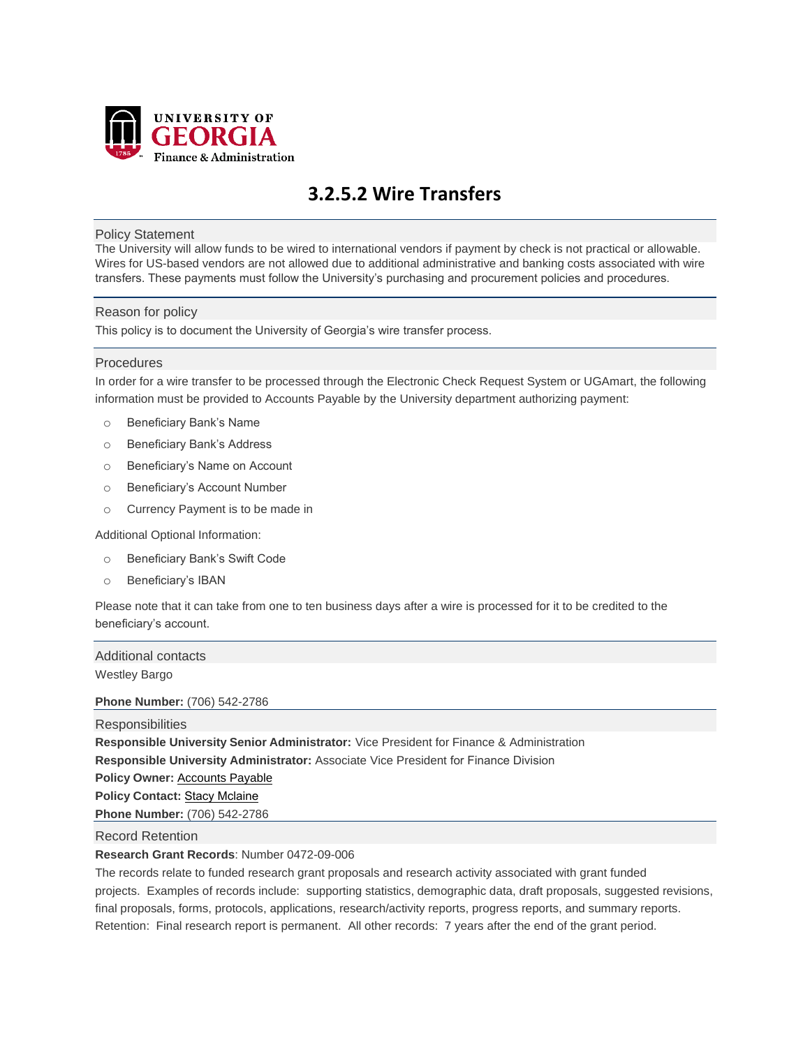# 3.2.5.2 Wire Transfers

## Policy Statement

The University will allow funds to be wired to international vendors if payment by check is not practical or allowable. Wires for US-based vendors are not allowed due to additional administrative and banking costs associated with wire transfers. These payments must follow the University's purchasing and procurement policies and procedures.

## Reason for policy

This policy is to document the University of Georgia's wire transfer process.

## Procedures

In order for a wire transfer to be processed through the Electronic Check Request System or UGAmart, the following information must be provided to Accounts Payable by the University department authorizing payment:

- Beneficiary Bank's Name
- Beneficiary Bank's Address
- Beneficiary's Name on Account
- Beneficiary's Account Number
- Currency Payment is to be made in

Additional Optional Information:

- Beneficiary Bank's Swift Code
- Beneficiary's IBAN

Please note that it can take from one to ten business days after a wire is processed for it to be credited to the beneficiary's account.

## Additional contacts

Westley Bargo

**Phone Number:** (706) 542-2786

## Responsibilities

**Responsible University Senior Administrator:** Vice President for Finance & Administration
**Responsible University Administrator:** Associate Vice President for Finance Division
**Policy Owner:** Accounts Payable
**Policy Contact:** Stacy Mclaine
**Phone Number:** (706) 542-2786

## Record Retention

**Research Grant Records**: Number 0472-09-006

The records relate to funded research grant proposals and research activity associated with grant funded projects. Examples of records include: supporting statistics, demographic data, draft proposals, suggested revisions, final proposals, forms, protocols, applications, research/activity reports, progress reports, and summary reports. Retention: Final research report is permanent. All other records: 7 years after the end of the grant period.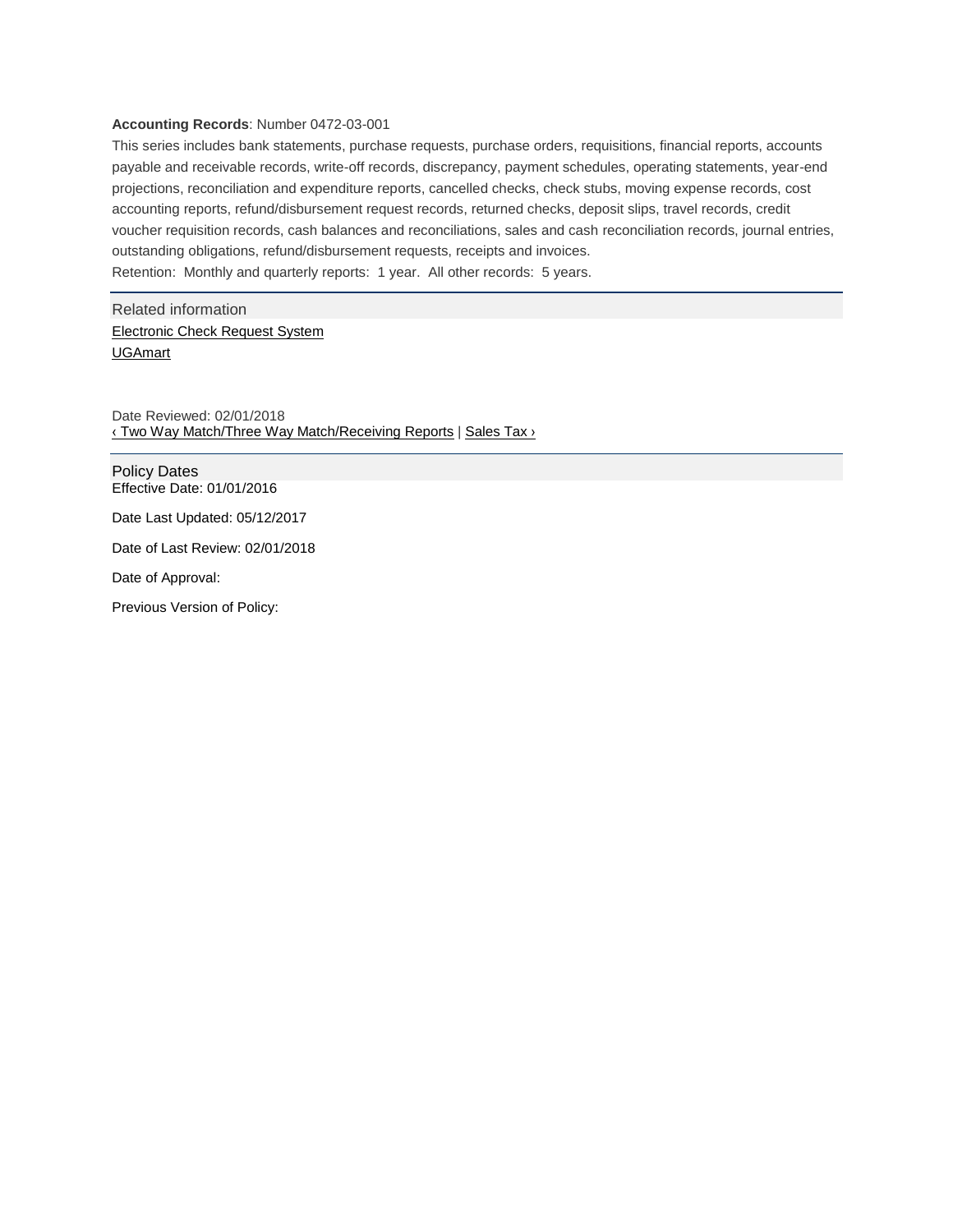**Accounting Records**: Number 0472-03-001

This series includes bank statements, purchase requests, purchase orders, requisitions, financial reports, accounts payable and receivable records, write-off records, discrepancy, payment schedules, operating statements, year-end projections, reconciliation and expenditure reports, cancelled checks, check stubs, moving expense records, cost accounting reports, refund/disbursement request records, returned checks, deposit slips, travel records, credit voucher requisition records, cash balances and reconciliations, sales and cash reconciliation records, journal entries, outstanding obligations, refund/disbursement requests, receipts and invoices.

Retention: Monthly and quarterly reports: 1 year. All other records: 5 years.

Related information

Electronic Check Request System

UGAmart

Date Reviewed: 02/01/2018

‹ Two Way Match/Three Way Match/Receiving Reports | Sales Tax ›

Policy Dates

Effective Date: 01/01/2016

Date Last Updated: 05/12/2017

Date of Last Review: 02/01/2018

Date of Approval:

Previous Version of Policy: